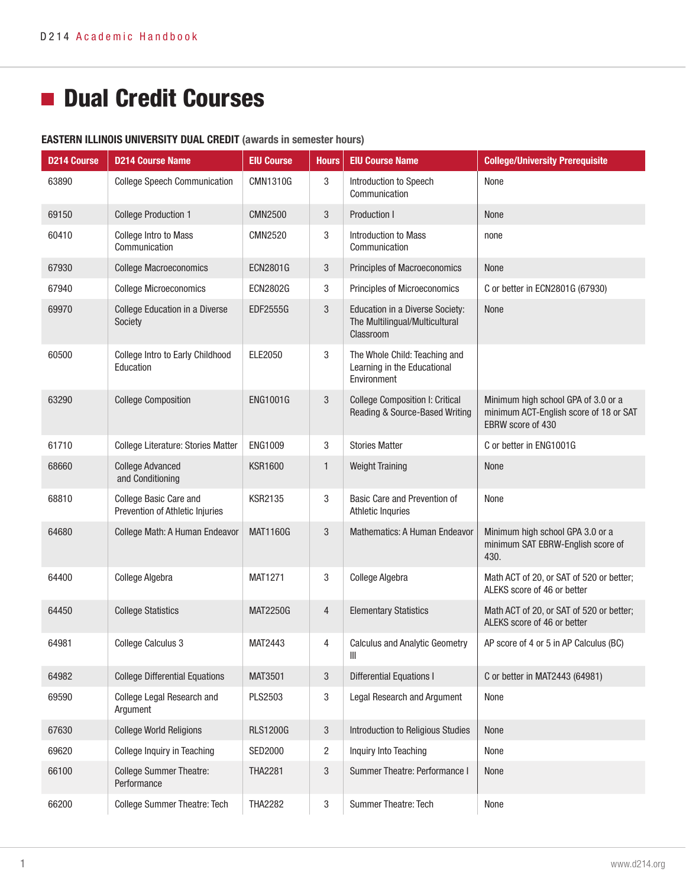# Dual Credit Courses

**EASTERN ILLINOIS UNIVERSITY DUAL CREDIT (awards in semester hours)**

| D214 Course | D214 Course Name | EIU Course | Hours | EIU Course Name | College/University Prerequisite |
|---|---|---|---|---|---|
| 63890 | College Speech Communication | CMN1310G | 3 | Introduction to Speech Communication | None |
| 69150 | College Production 1 | CMN2500 | 3 | Production I | None |
| 60410 | College Intro to Mass Communication | CMN2520 | 3 | Introduction to Mass Communication | none |
| 67930 | College Macroeconomics | ECN2801G | 3 | Principles of Macroeconomics | None |
| 67940 | College Microeconomics | ECN2802G | 3 | Principles of Microeconomics | C or better in ECN2801G (67930) |
| 69970 | College Education in a Diverse Society | EDF2555G | 3 | Education in a Diverse Society: The Multilingual/Multicultural Classroom | None |
| 60500 | College Intro to Early Childhood Education | ELE2050 | 3 | The Whole Child: Teaching and Learning in the Educational Environment | |
| 63290 | College Composition | ENG1001G | 3 | College Composition I: Critical Reading & Source-Based Writing | Minimum high school GPA of 3.0 or a minimum ACT-English score of 18 or SAT EBRW score of 430 |
| 61710 | College Literature: Stories Matter | ENG1009 | 3 | Stories Matter | C or better in ENG1001G |
| 68660 | College Advanced and Conditioning | KSR1600 | 1 | Weight Training | None |
| 68810 | College Basic Care and Prevention of Athletic Injuries | KSR2135 | 3 | Basic Care and Prevention of Athletic Inquries | None |
| 64680 | College Math: A Human Endeavor | MAT1160G | 3 | Mathematics: A Human Endeavor | Minimum high school GPA 3.0 or a minimum SAT EBRW-English score of 430. |
| 64400 | College Algebra | MAT1271 | 3 | College Algebra | Math ACT of 20, or SAT of 520 or better; ALEKS score of 46 or better |
| 64450 | College Statistics | MAT2250G | 4 | Elementary Statistics | Math ACT of 20, or SAT of 520 or better; ALEKS score of 46 or better |
| 64981 | College Calculus 3 | MAT2443 | 4 | Calculus and Analytic Geometry III | AP score of 4 or 5 in AP Calculus (BC) |
| 64982 | College Differential Equations | MAT3501 | 3 | Differential Equations I | C or better in MAT2443 (64981) |
| 69590 | College Legal Research and Argument | PLS2503 | 3 | Legal Research and Argument | None |
| 67630 | College World Religions | RLS1200G | 3 | Introduction to Religious Studies | None |
| 69620 | College Inquiry in Teaching | SED2000 | 2 | Inquiry Into Teaching | None |
| 66100 | College Summer Theatre: Performance | THA2281 | 3 | Summer Theatre: Performance I | None |
| 66200 | College Summer Theatre: Tech | THA2282 | 3 | Summer Theatre: Tech | None |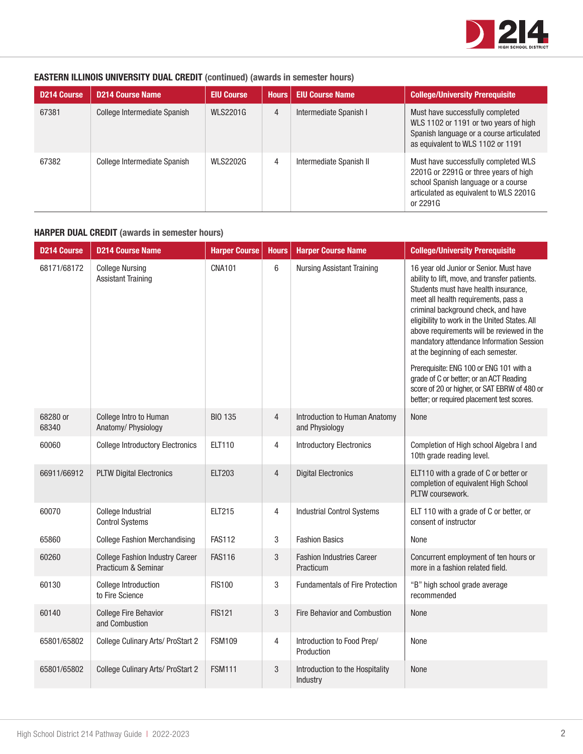#### **EASTERN ILLINOIS UNIVERSITY DUAL CREDIT** (continued) (awards in semester hours)

| D214 Course | D214 Course Name | EIU Course | Hours | EIU Course Name | College/University Prerequisite |
|---|---|---|---|---|---|
| 67381 | College Intermediate Spanish | WLS2201G | 4 | Intermediate Spanish I | Must have successfully completed WLS 1102 or 1191 or two years of high Spanish language or a course articulated as equivalent to WLS 1102 or 1191 |
| 67382 | College Intermediate Spanish | WLS2202G | 4 | Intermediate Spanish II | Must have successfully completed WLS 2201G or 2291G or three years of high school Spanish language or a course articulated as equivalent to WLS 2201G or 2291G |

#### **HARPER DUAL CREDIT** (awards in semester hours)

| D214 Course | D214 Course Name | Harper Course | Hours | Harper Course Name | College/University Prerequisite |
|---|---|---|---|---|---|
| 68171/68172 | College Nursing Assistant Training | CNA101 | 6 | Nursing Assistant Training | 16 year old Junior or Senior. Must have ability to lift, move, and transfer patients. Students must have health insurance, meet all health requirements, pass a criminal background check, and have eligibility to work in the United States. All above requirements will be reviewed in the mandatory attendance Information Session at the beginning of each semester. Prerequisite: ENG 100 or ENG 101 with a grade of C or better; or an ACT Reading score of 20 or higher, or SAT EBRW of 480 or better; or required placement test scores. |
| 68280 or 68340 | College Intro to Human Anatomy/ Physiology | BIO 135 | 4 | Introduction to Human Anatomy and Physiology | None |
| 60060 | College Introductory Electronics | ELT110 | 4 | Introductory Electronics | Completion of High school Algebra I and 10th grade reading level. |
| 66911/66912 | PLTW Digital Electronics | ELT203 | 4 | Digital Electronics | ELT110 with a grade of C or better or completion of equivalent High School PLTW coursework. |
| 60070 | College Industrial Control Systems | ELT215 | 4 | Industrial Control Systems | ELT 110 with a grade of C or better, or consent of instructor |
| 65860 | College Fashion Merchandising | FAS112 | 3 | Fashion Basics | None |
| 60260 | College Fashion Industry Career Practicum & Seminar | FAS116 | 3 | Fashion Industries Career Practicum | Concurrent employment of ten hours or more in a fashion related field. |
| 60130 | College Introduction to Fire Science | FIS100 | 3 | Fundamentals of Fire Protection | "B" high school grade average recommended |
| 60140 | College Fire Behavior and Combustion | FIS121 | 3 | Fire Behavior and Combustion | None |
| 65801/65802 | College Culinary Arts/ ProStart 2 | FSM109 | 4 | Introduction to Food Prep/ Production | None |
| 65801/65802 | College Culinary Arts/ ProStart 2 | FSM111 | 3 | Introduction to the Hospitality Industry | None |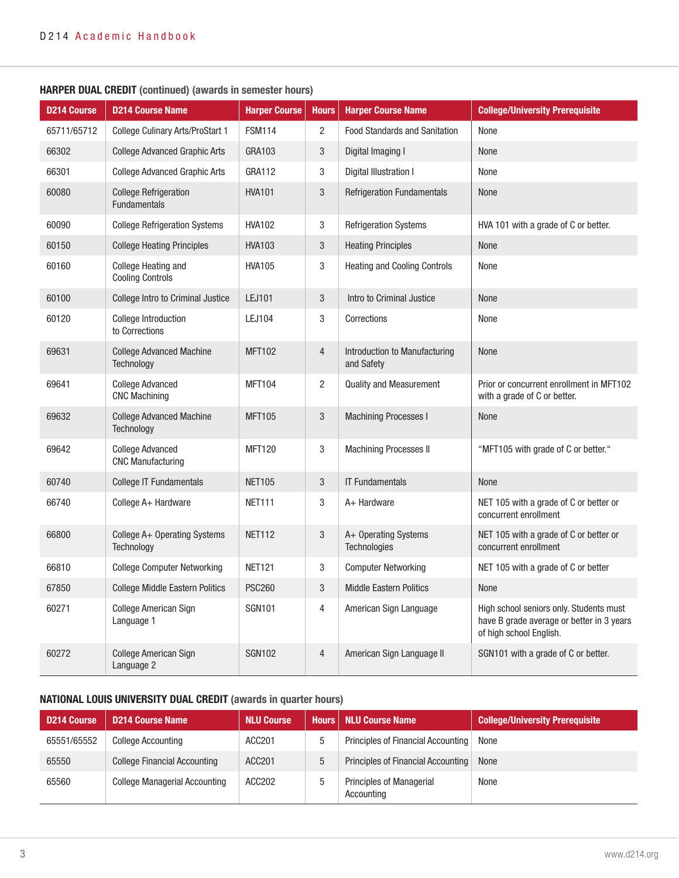**HARPER DUAL CREDIT (continued) (awards in semester hours)**

| D214 Course | D214 Course Name | Harper Course | Hours | Harper Course Name | College/University Prerequisite |
|---|---|---|---|---|---|
| 65711/65712 | College Culinary Arts/ProStart 1 | FSM114 | 2 | Food Standards and Sanitation | None |
| 66302 | College Advanced Graphic Arts | GRA103 | 3 | Digital Imaging I | None |
| 66301 | College Advanced Graphic Arts | GRA112 | 3 | Digital Illustration I | None |
| 60080 | College Refrigeration Fundamentals | HVA101 | 3 | Refrigeration Fundamentals | None |
| 60090 | College Refrigeration Systems | HVA102 | 3 | Refrigeration Systems | HVA 101 with a grade of C or better. |
| 60150 | College Heating Principles | HVA103 | 3 | Heating Principles | None |
| 60160 | College Heating and Cooling Controls | HVA105 | 3 | Heating and Cooling Controls | None |
| 60100 | College Intro to Criminal Justice | LEJ101 | 3 | Intro to Criminal Justice | None |
| 60120 | College Introduction to Corrections | LEJ104 | 3 | Corrections | None |
| 69631 | College Advanced Machine Technology | MFT102 | 4 | Introduction to Manufacturing and Safety | None |
| 69641 | College Advanced CNC Machining | MFT104 | 2 | Quality and Measurement | Prior or concurrent enrollment in MFT102 with a grade of C or better. |
| 69632 | College Advanced Machine Technology | MFT105 | 3 | Machining Processes I | None |
| 69642 | College Advanced CNC Manufacturing | MFT120 | 3 | Machining Processes II | "MFT105 with grade of C or better." |
| 60740 | College IT Fundamentals | NET105 | 3 | IT Fundamentals | None |
| 66740 | College A+ Hardware | NET111 | 3 | A+ Hardware | NET 105 with a grade of C or better or concurrent enrollment |
| 66800 | College A+ Operating Systems Technology | NET112 | 3 | A+ Operating Systems Technologies | NET 105 with a grade of C or better or concurrent enrollment |
| 66810 | College Computer Networking | NET121 | 3 | Computer Networking | NET 105 with a grade of C or better |
| 67850 | College Middle Eastern Politics | PSC260 | 3 | Middle Eastern Politics | None |
| 60271 | College American Sign Language 1 | SGN101 | 4 | American Sign Language | High school seniors only. Students must have B grade average or better in 3 years of high school English. |
| 60272 | College American Sign Language 2 | SGN102 | 4 | American Sign Language II | SGN101 with a grade of C or better. |

**NATIONAL LOUIS UNIVERSITY DUAL CREDIT (awards in quarter hours)**

| D214 Course | D214 Course Name | NLU Course | Hours | NLU Course Name | College/University Prerequisite |
|---|---|---|---|---|---|
| 65551/65552 | College Accounting | ACC201 | 5 | Principles of Financial Accounting | None |
| 65550 | College Financial Accounting | ACC201 | 5 | Principles of Financial Accounting | None |
| 65560 | College Managerial Accounting | ACC202 | 5 | Principles of Managerial Accounting | None |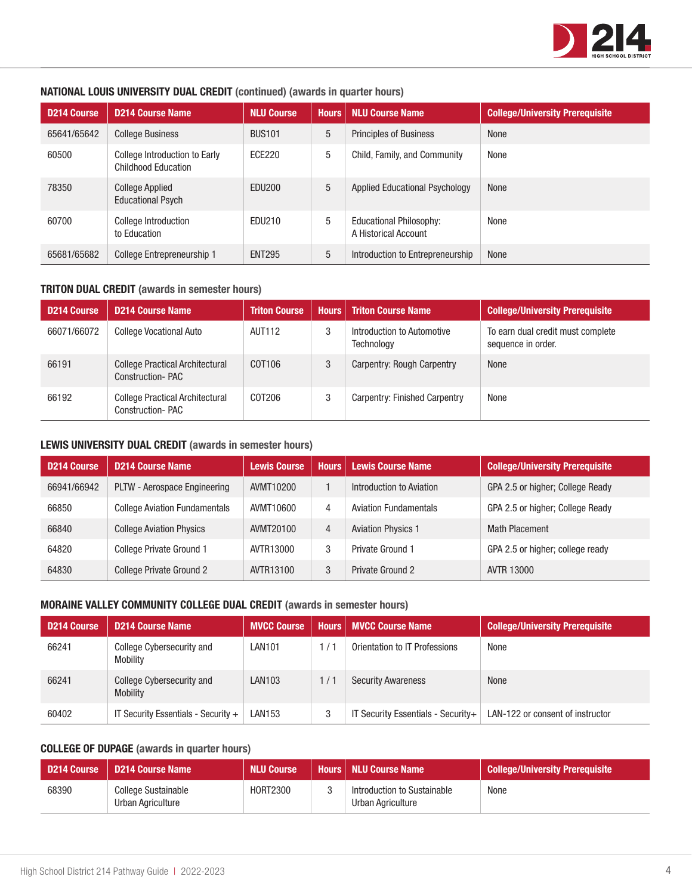### NATIONAL LOUIS UNIVERSITY DUAL CREDIT (continued) (awards in quarter hours)

| D214 Course | D214 Course Name | NLU Course | Hours | NLU Course Name | College/University Prerequisite |
|---|---|---|---|---|---|
| 65641/65642 | College Business | BUS101 | 5 | Principles of Business | None |
| 60500 | College Introduction to Early Childhood Education | ECE220 | 5 | Child, Family, and Community | None |
| 78350 | College Applied Educational Psych | EDU200 | 5 | Applied Educational Psychology | None |
| 60700 | College Introduction to Education | EDU210 | 5 | Educational Philosophy: A Historical Account | None |
| 65681/65682 | College Entrepreneurship 1 | ENT295 | 5 | Introduction to Entrepreneurship | None |

### TRITON DUAL CREDIT (awards in semester hours)

| D214 Course | D214 Course Name | Triton Course | Hours | Triton Course Name | College/University Prerequisite |
|---|---|---|---|---|---|
| 66071/66072 | College Vocational Auto | AUT112 | 3 | Introduction to Automotive Technology | To earn dual credit must complete sequence in order. |
| 66191 | College Practical Architectural Construction- PAC | COT106 | 3 | Carpentry: Rough Carpentry | None |
| 66192 | College Practical Architectural Construction- PAC | COT206 | 3 | Carpentry: Finished Carpentry | None |

### LEWIS UNIVERSITY DUAL CREDIT (awards in semester hours)

| D214 Course | D214 Course Name | Lewis Course | Hours | Lewis Course Name | College/University Prerequisite |
|---|---|---|---|---|---|
| 66941/66942 | PLTW - Aerospace Engineering | AVMT10200 | 1 | Introduction to Aviation | GPA 2.5 or higher; College Ready |
| 66850 | College Aviation Fundamentals | AVMT10600 | 4 | Aviation Fundamentals | GPA 2.5 or higher; College Ready |
| 66840 | College Aviation Physics | AVMT20100 | 4 | Aviation Physics 1 | Math Placement |
| 64820 | College Private Ground 1 | AVTR13000 | 3 | Private Ground 1 | GPA 2.5 or higher; college ready |
| 64830 | College Private Ground 2 | AVTR13100 | 3 | Private Ground 2 | AVTR 13000 |

### MORAINE VALLEY COMMUNITY COLLEGE DUAL CREDIT (awards in semester hours)

| D214 Course | D214 Course Name | MVCC Course | Hours | MVCC Course Name | College/University Prerequisite |
|---|---|---|---|---|---|
| 66241 | College Cybersecurity and Mobility | LAN101 | 1 / 1 | Orientation to IT Professions | None |
| 66241 | College Cybersecurity and Mobility | LAN103 | 1 / 1 | Security Awareness | None |
| 60402 | IT Security Essentials - Security + | LAN153 | 3 | IT Security Essentials - Security+ | LAN-122 or consent of instructor |

### COLLEGE OF DUPAGE (awards in quarter hours)

| D214 Course | D214 Course Name | NLU Course | Hours | NLU Course Name | College/University Prerequisite |
|---|---|---|---|---|---|
| 68390 | College Sustainable Urban Agriculture | HORT2300 | 3 | Introduction to Sustainable Urban Agriculture | None |